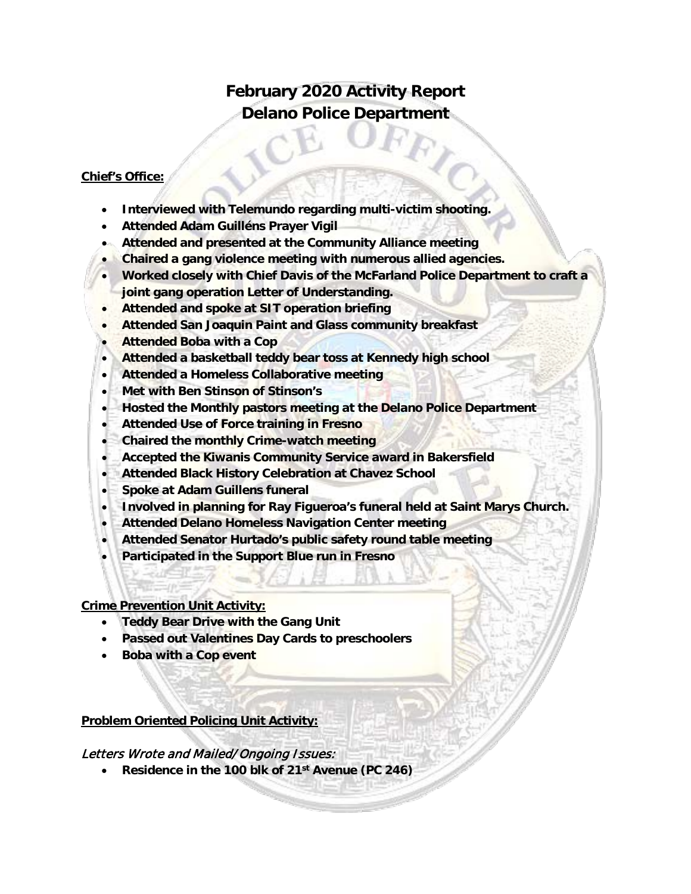# February 2020 Activity Report
# Delano Police Department

**Chief's Office:**

- **Interviewed with Telemundo regarding multi-victim shooting.**
- **Attended Adam Guilléns Prayer Vigil**
- **Attended and presented at the Community Alliance meeting**
- **Chaired a gang violence meeting with numerous allied agencies.**
- **Worked closely with Chief Davis of the McFarland Police Department to craft a joint gang operation Letter of Understanding.**
- **Attended and spoke at SIT operation briefing**
- **Attended San Joaquin Paint and Glass community breakfast**
- **Attended Boba with a Cop**
- **Attended a basketball teddy bear toss at Kennedy high school**
- **Attended a Homeless Collaborative meeting**
- **Met with Ben Stinson of Stinson's**
- **Hosted the Monthly pastors meeting at the Delano Police Department**
- **Attended Use of Force training in Fresno**
- **Chaired the monthly Crime-watch meeting**
- **Accepted the Kiwanis Community Service award in Bakersfield**
- **Attended Black History Celebration at Chavez School**
- **Spoke at Adam Guillens funeral**
- **Involved in planning for Ray Figueroa's funeral held at Saint Marys Church.**
- **Attended Delano Homeless Navigation Center meeting**
- **Attended Senator Hurtado's public safety round table meeting**
- **Participated in the Support Blue run in Fresno**

**Crime Prevention Unit Activity:**

- **Teddy Bear Drive with the Gang Unit**
- **Passed out Valentines Day Cards to preschoolers**
- **Boba with a Cop event**

**Problem Oriented Policing Unit Activity:**

*Letters Wrote and Mailed/Ongoing Issues:*

- **Residence in the 100 blk of 21st Avenue (PC 246)**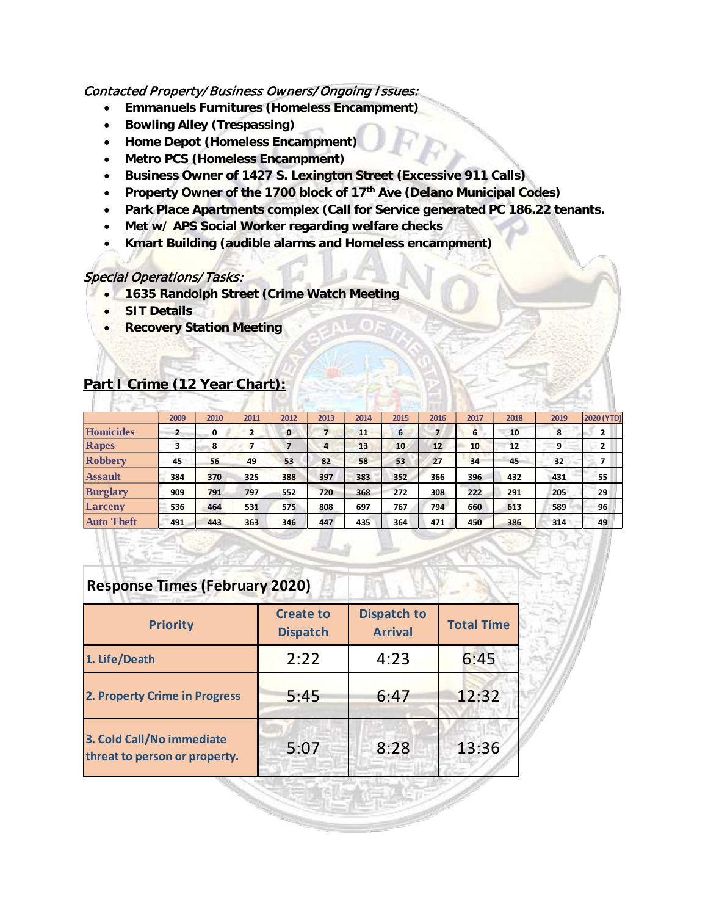*Contacted Property/Business Owners/Ongoing Issues:*

- **Emmanuels Furnitures (Homeless Encampment)**
- **Bowling Alley (Trespassing)**
- **Home Depot (Homeless Encampment)**
- **Metro PCS (Homeless Encampment)**
- **Business Owner of 1427 S. Lexington Street (Excessive 911 Calls)**
- **Property Owner of the 1700 block of 17th Ave (Delano Municipal Codes)**
- **Park Place Apartments complex (Call for Service generated PC 186.22 tenants.**
- **Met w/ APS Social Worker regarding welfare checks**
- **Kmart Building (audible alarms and Homeless encampment)**

*Special Operations/Tasks:*

- **1635 Randolph Street (Crime Watch Meeting**
- **SIT Details**
- **Recovery Station Meeting**

## Part I Crime (12 Year Chart):

| | 2009 | 2010 | 2011 | 2012 | 2013 | 2014 | 2015 | 2016 | 2017 | 2018 | 2019 | 2020 (YTD) |
|---|---|---|---|---|---|---|---|---|---|---|---|---|
| Homicides | 2 | 0 | 2 | 0 | 7 | 11 | 6 | 7 | 6 | 10 | 8 | 2 |
| Rapes | 3 | 8 | 7 | 7 | 4 | 13 | 10 | 12 | 10 | 12 | 9 | 2 |
| Robbery | 45 | 56 | 49 | 53 | 82 | 58 | 53 | 27 | 34 | 45 | 32 | 7 |
| Assault | 384 | 370 | 325 | 388 | 397 | 383 | 352 | 366 | 396 | 432 | 431 | 55 |
| Burglary | 909 | 791 | 797 | 552 | 720 | 368 | 272 | 308 | 222 | 291 | 205 | 29 |
| Larceny | 536 | 464 | 531 | 575 | 808 | 697 | 767 | 794 | 660 | 613 | 589 | 96 |
| Auto Theft | 491 | 443 | 363 | 346 | 447 | 435 | 364 | 471 | 450 | 386 | 314 | 49 |

**Response Times (February 2020)**

| Priority | Create to Dispatch | Dispatch to Arrival | Total Time |
|---|---|---|---|
| 1. Life/Death | 2:22 | 4:23 | 6:45 |
| 2. Property Crime in Progress | 5:45 | 6:47 | 12:32 |
| 3. Cold Call/No immediate threat to person or property. | 5:07 | 8:28 | 13:36 |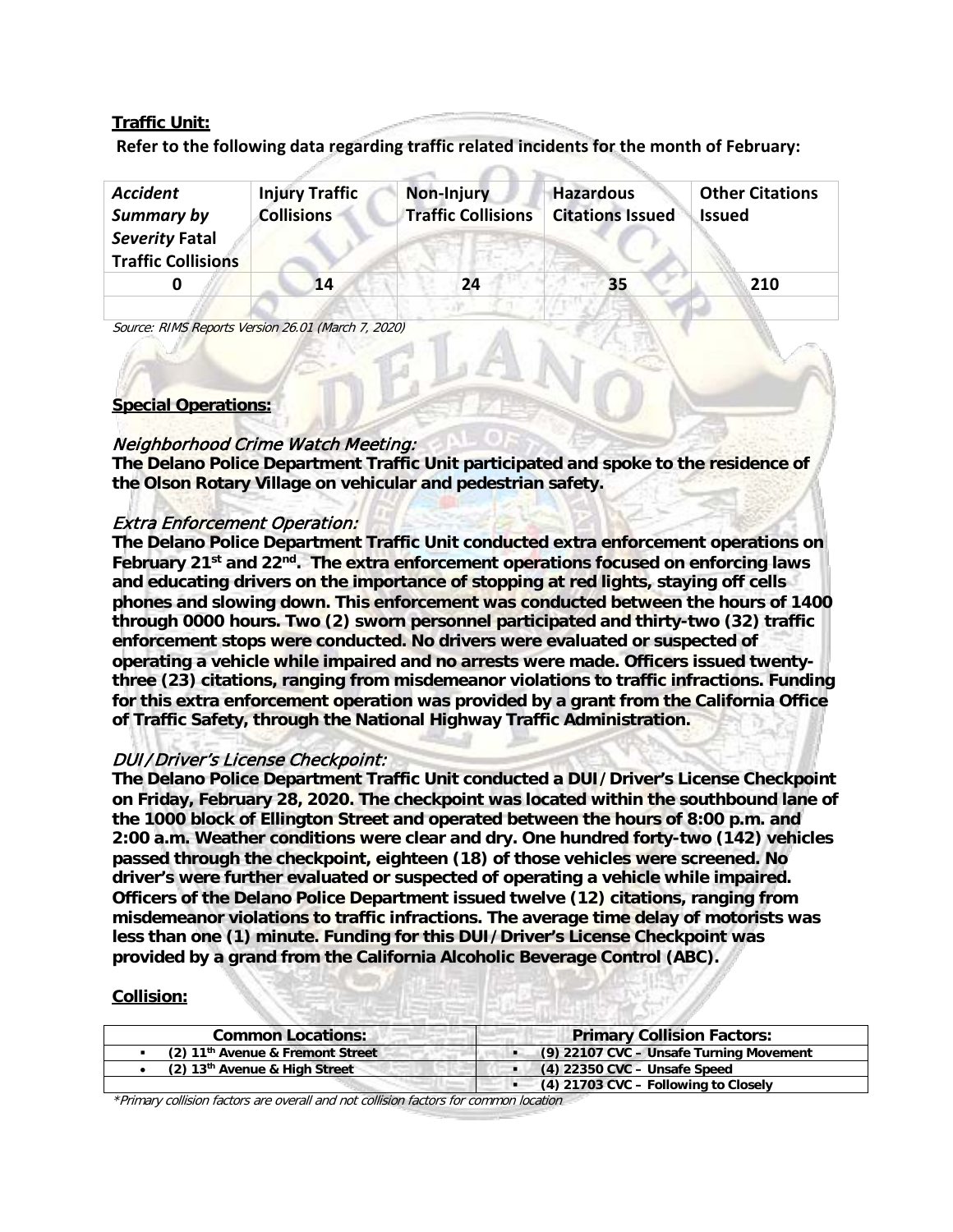**Traffic Unit:**

**Refer to the following data regarding traffic related incidents for the month of February:**

| *Accident Summary by Severity* **Fatal Traffic Collisions** | **Injury Traffic Collisions** | **Non-Injury Traffic Collisions** | **Hazardous Citations Issued** | **Other Citations Issued** |
|---|---|---|---|---|
| **0** | **14** | **24** | **35** | **210** |
| | | | | |

*Source: RIMS Reports Version 26.01 (March 7, 2020)*

**Special Operations:**

*Neighborhood Crime Watch Meeting:*

**The Delano Police Department Traffic Unit participated and spoke to the residence of the Olson Rotary Village on vehicular and pedestrian safety.**

*Extra Enforcement Operation:*

**The Delano Police Department Traffic Unit conducted extra enforcement operations on February 21st and 22nd. The extra enforcement operations focused on enforcing laws and educating drivers on the importance of stopping at red lights, staying off cells phones and slowing down. This enforcement was conducted between the hours of 1400 through 0000 hours. Two (2) sworn personnel participated and thirty-two (32) traffic enforcement stops were conducted. No drivers were evaluated or suspected of operating a vehicle while impaired and no arrests were made. Officers issued twenty-three (23) citations, ranging from misdemeanor violations to traffic infractions. Funding for this extra enforcement operation was provided by a grant from the California Office of Traffic Safety, through the National Highway Traffic Administration.**

*DUI/Driver's License Checkpoint:*

**The Delano Police Department Traffic Unit conducted a DUI/Driver's License Checkpoint on Friday, February 28, 2020. The checkpoint was located within the southbound lane of the 1000 block of Ellington Street and operated between the hours of 8:00 p.m. and 2:00 a.m. Weather conditions were clear and dry. One hundred forty-two (142) vehicles passed through the checkpoint, eighteen (18) of those vehicles were screened. No driver's were further evaluated or suspected of operating a vehicle while impaired. Officers of the Delano Police Department issued twelve (12) citations, ranging from misdemeanor violations to traffic infractions. The average time delay of motorists was less than one (1) minute. Funding for this DUI/Driver's License Checkpoint was provided by a grand from the California Alcoholic Beverage Control (ABC).**

**Collision:**

| **Common Locations:** | **Primary Collision Factors:** |
|---|---|
| (2) 11th Avenue & Fremont Street | (9) 22107 CVC – Unsafe Turning Movement |
| (2) 13th Avenue & High Street | (4) 22350 CVC – Unsafe Speed |
| | (4) 21703 CVC – Following to Closely |

*\*Primary collision factors are overall and not collision factors for common location*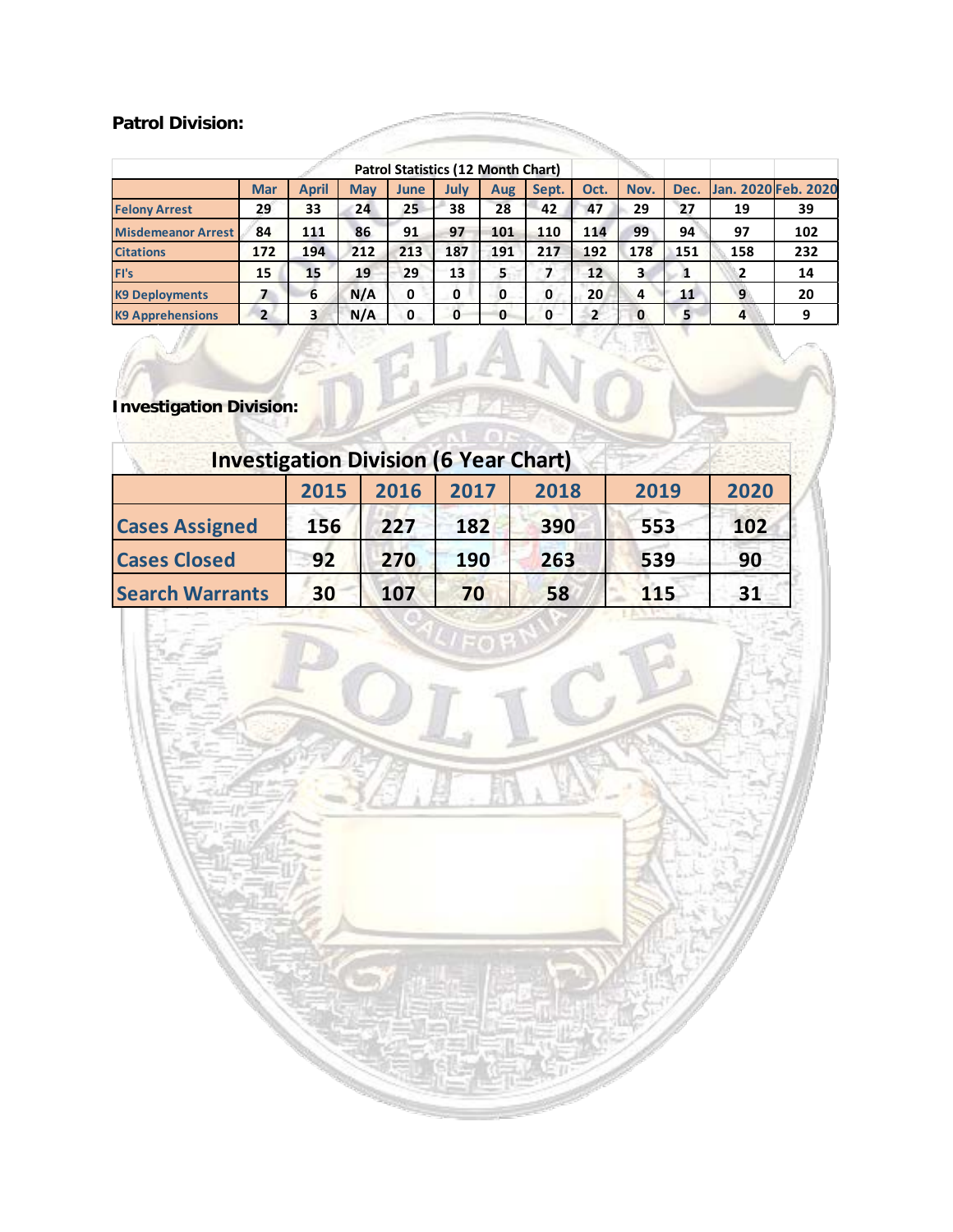**Patrol Division:**

| Patrol Statistics (12 Month Chart) | Mar | April | May | June | July | Aug | Sept. | Oct. | Nov. | Dec. | Jan. 2020 | Feb. 2020 |
|---|---|---|---|---|---|---|---|---|---|---|---|---|
| Felony Arrest | 29 | 33 | 24 | 25 | 38 | 28 | 42 | 47 | 29 | 27 | 19 | 39 |
| Misdemeanor Arrest | 84 | 111 | 86 | 91 | 97 | 101 | 110 | 114 | 99 | 94 | 97 | 102 |
| Citations | 172 | 194 | 212 | 213 | 187 | 191 | 217 | 192 | 178 | 151 | 158 | 232 |
| FI's | 15 | 15 | 19 | 29 | 13 | 5 | 7 | 12 | 3 | 1 | 2 | 14 |
| K9 Deployments | 7 | 6 | N/A | 0 | 0 | 0 | 0 | 20 | 4 | 11 | 9 | 20 |
| K9 Apprehensions | 2 | 3 | N/A | 0 | 0 | 0 | 0 | 2 | 0 | 5 | 4 | 9 |

**Investigation Division:**

| Investigation Division (6 Year Chart) | 2015 | 2016 | 2017 | 2018 | 2019 | 2020 |
|---|---|---|---|---|---|---|
| Cases Assigned | 156 | 227 | 182 | 390 | 553 | 102 |
| Cases Closed | 92 | 270 | 190 | 263 | 539 | 90 |
| Search Warrants | 30 | 107 | 70 | 58 | 115 | 31 |